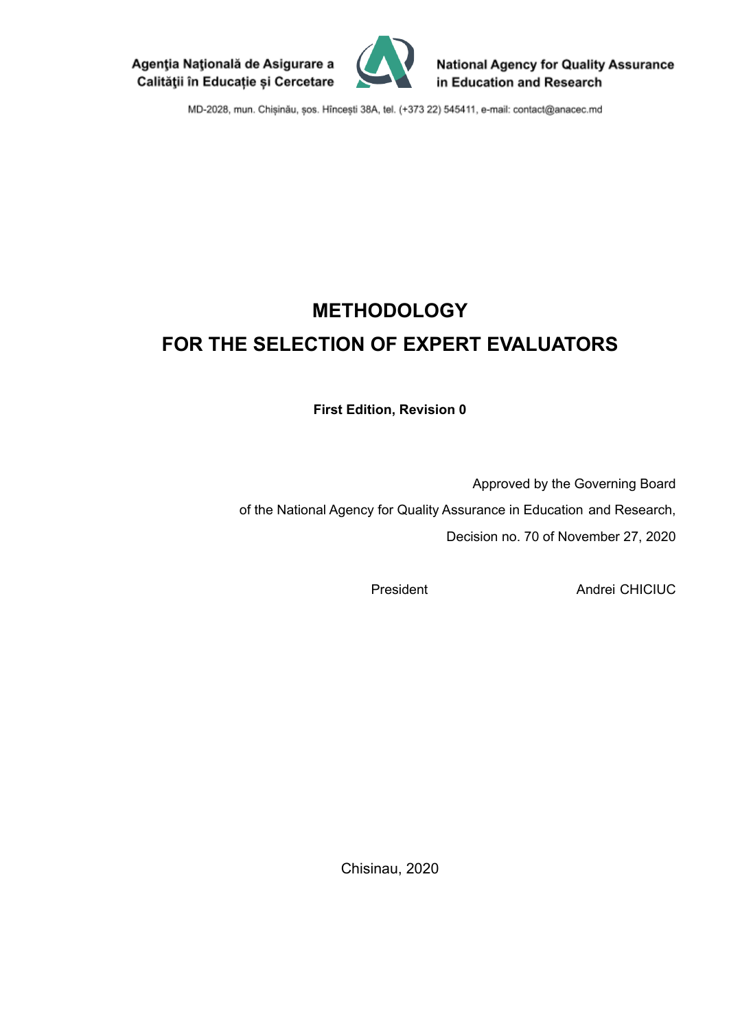Agenţia Naţională de Asigurare a Calităţii în Educaţie şi Cercetare

National Agency for Quality Assurance in Education and Research

MD-2028, mun. Chișinău, șos. Hîncești 38A, tel. (+373 22) 545411, e-mail: contact@anacec.md

# METHODOLOGY
# FOR THE SELECTION OF EXPERT EVALUATORS

**First Edition, Revision 0**

Approved by the Governing Board
of the National Agency for Quality Assurance in Education and Research,
Decision no. 70 of November 27, 2020

President Andrei CHICIUC

Chisinau, 2020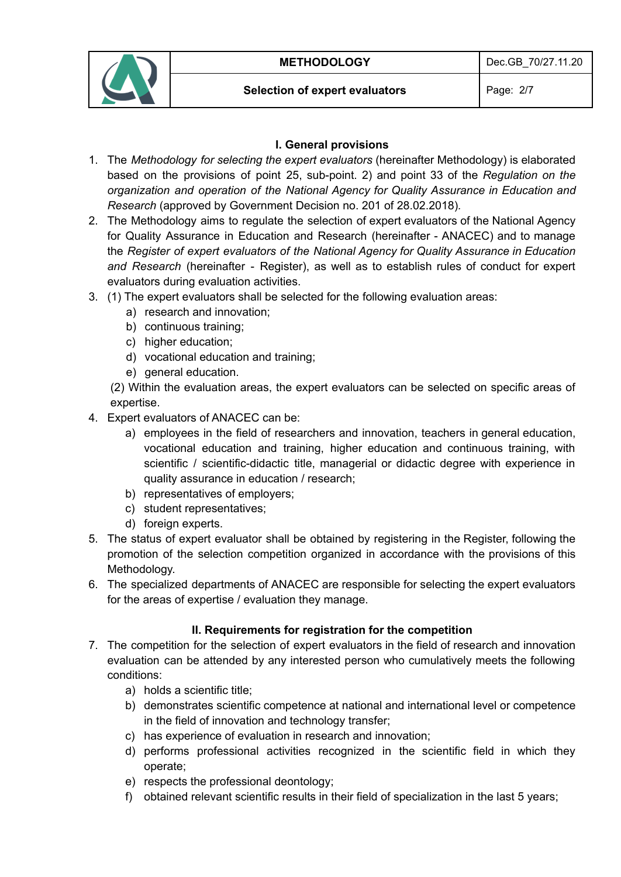## I. General provisions

1. The *Methodology for selecting the expert evaluators* (hereinafter Methodology) is elaborated based on the provisions of point 25, sub-point. 2) and point 33 of the *Regulation on the organization and operation of the National Agency for Quality Assurance in Education and Research* (approved by Government Decision no. 201 of 28.02.2018).
2. The Methodology aims to regulate the selection of expert evaluators of the National Agency for Quality Assurance in Education and Research (hereinafter - ANACEC) and to manage the *Register of expert evaluators of the National Agency for Quality Assurance in Education and Research* (hereinafter - Register), as well as to establish rules of conduct for expert evaluators during evaluation activities.
3. (1) The expert evaluators shall be selected for the following evaluation areas:
   a) research and innovation;
   b) continuous training;
   c) higher education;
   d) vocational education and training;
   e) general education.

   (2) Within the evaluation areas, the expert evaluators can be selected on specific areas of expertise.
4. Expert evaluators of ANACEC can be:
   a) employees in the field of researchers and innovation, teachers in general education, vocational education and training, higher education and continuous training, with scientific / scientific-didactic title, managerial or didactic degree with experience in quality assurance in education / research;
   b) representatives of employers;
   c) student representatives;
   d) foreign experts.
5. The status of expert evaluator shall be obtained by registering in the Register, following the promotion of the selection competition organized in accordance with the provisions of this Methodology.
6. The specialized departments of ANACEC are responsible for selecting the expert evaluators for the areas of expertise / evaluation they manage.

## II. Requirements for registration for the competition

7. The competition for the selection of expert evaluators in the field of research and innovation evaluation can be attended by any interested person who cumulatively meets the following conditions:
   a) holds a scientific title;
   b) demonstrates scientific competence at national and international level or competence in the field of innovation and technology transfer;
   c) has experience of evaluation in research and innovation;
   d) performs professional activities recognized in the scientific field in which they operate;
   e) respects the professional deontology;
   f) obtained relevant scientific results in their field of specialization in the last 5 years;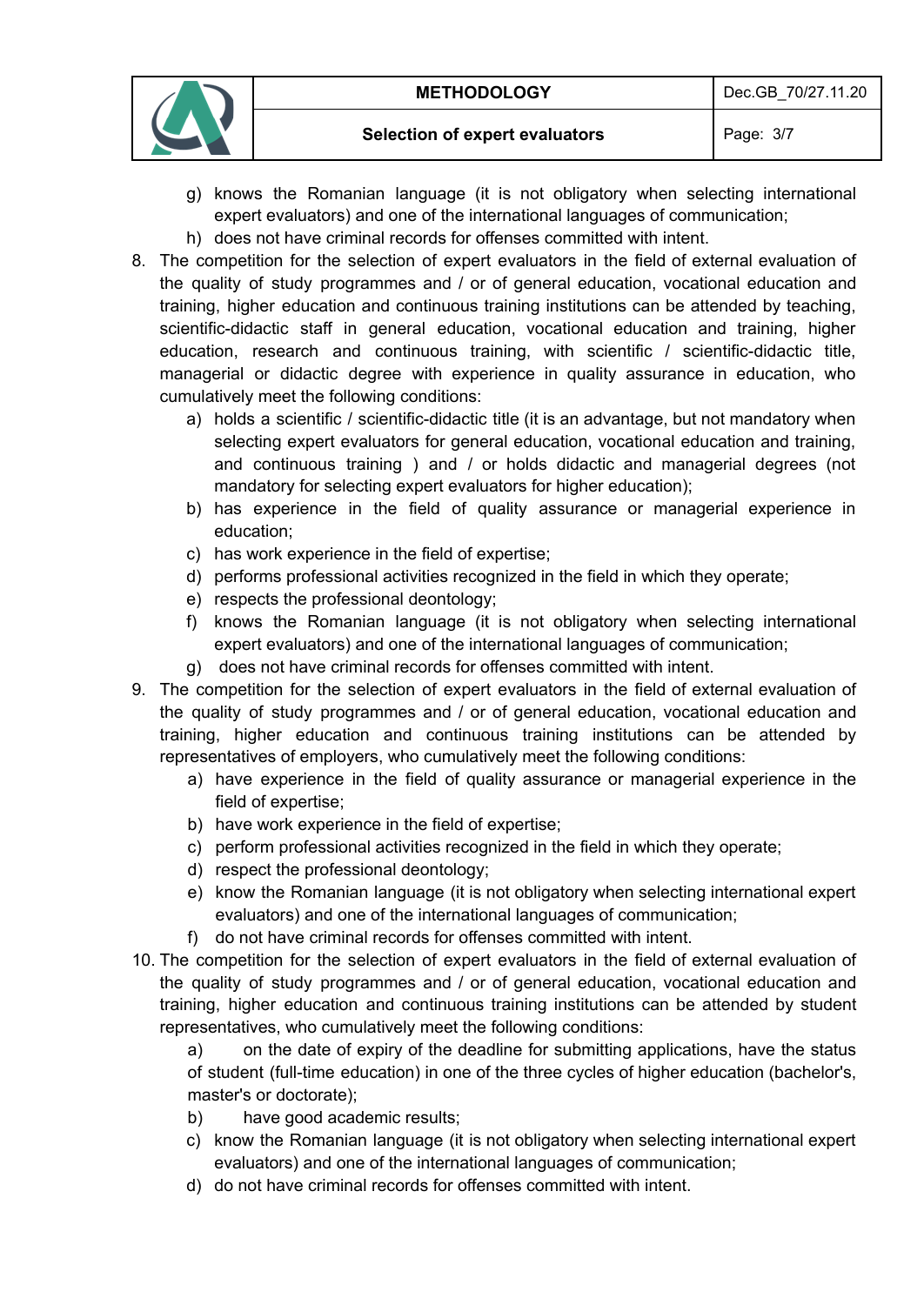g) knows the Romanian language (it is not obligatory when selecting international expert evaluators) and one of the international languages of communication;
   h) does not have criminal records for offenses committed with intent.

8. The competition for the selection of expert evaluators in the field of external evaluation of the quality of study programmes and / or of general education, vocational education and training, higher education and continuous training institutions can be attended by teaching, scientific-didactic staff in general education, vocational education and training, higher education, research and continuous training, with scientific / scientific-didactic title, managerial or didactic degree with experience in quality assurance in education, who cumulatively meet the following conditions:
   a) holds a scientific / scientific-didactic title (it is an advantage, but not mandatory when selecting expert evaluators for general education, vocational education and training, and continuous training ) and / or holds didactic and managerial degrees (not mandatory for selecting expert evaluators for higher education);
   b) has experience in the field of quality assurance or managerial experience in education;
   c) has work experience in the field of expertise;
   d) performs professional activities recognized in the field in which they operate;
   e) respects the professional deontology;
   f) knows the Romanian language (it is not obligatory when selecting international expert evaluators) and one of the international languages of communication;
   g) does not have criminal records for offenses committed with intent.

9. The competition for the selection of expert evaluators in the field of external evaluation of the quality of study programmes and / or of general education, vocational education and training, higher education and continuous training institutions can be attended by representatives of employers, who cumulatively meet the following conditions:
   a) have experience in the field of quality assurance or managerial experience in the field of expertise;
   b) have work experience in the field of expertise;
   c) perform professional activities recognized in the field in which they operate;
   d) respect the professional deontology;
   e) know the Romanian language (it is not obligatory when selecting international expert evaluators) and one of the international languages of communication;
   f) do not have criminal records for offenses committed with intent.

10. The competition for the selection of expert evaluators in the field of external evaluation of the quality of study programmes and / or of general education, vocational education and training, higher education and continuous training institutions can be attended by student representatives, who cumulatively meet the following conditions:
   a) on the date of expiry of the deadline for submitting applications, have the status of student (full-time education) in one of the three cycles of higher education (bachelor's, master's or doctorate);
   b) have good academic results;
   c) know the Romanian language (it is not obligatory when selecting international expert evaluators) and one of the international languages of communication;
   d) do not have criminal records for offenses committed with intent.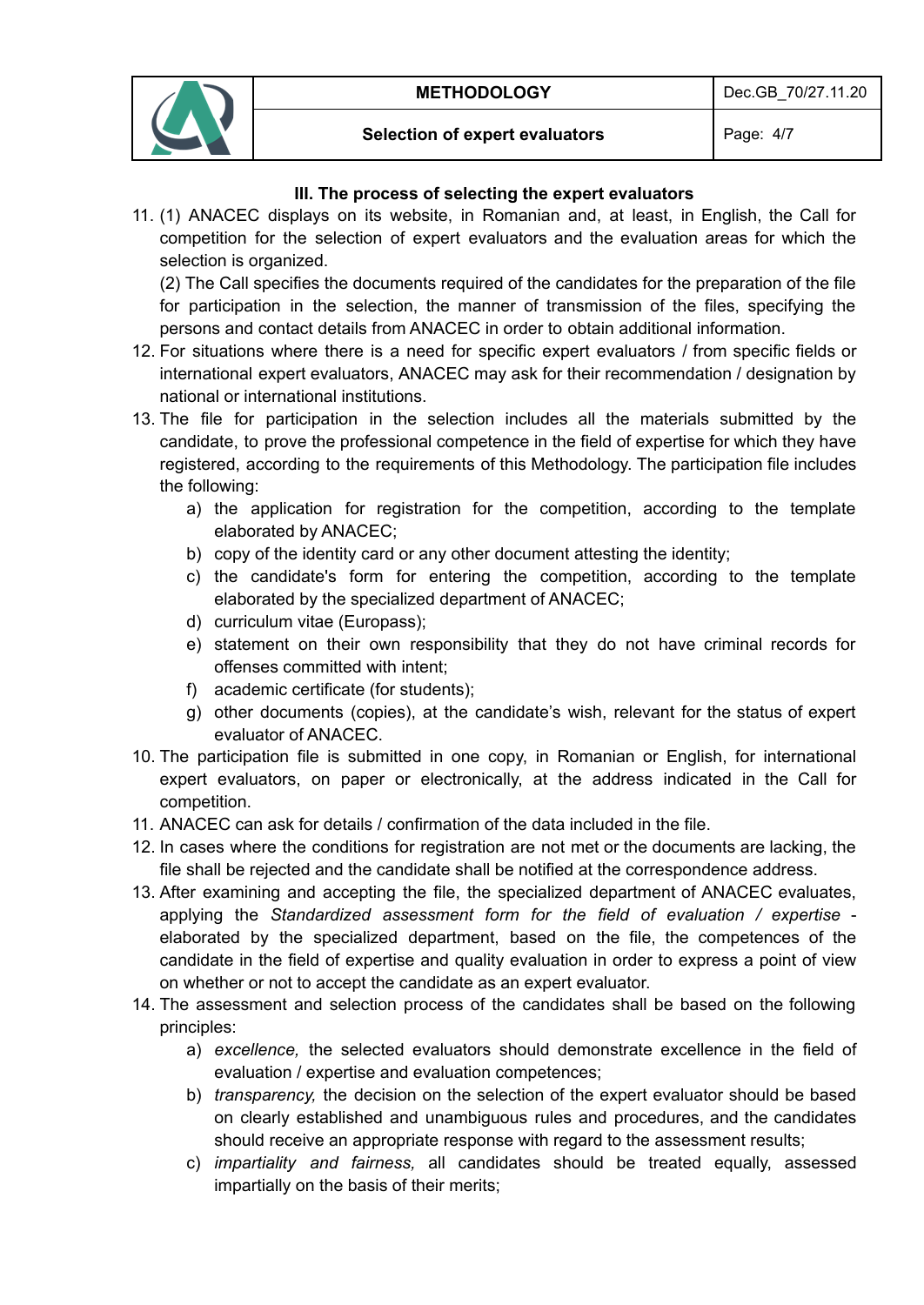### III. The process of selecting the expert evaluators

11. (1) ANACEC displays on its website, in Romanian and, at least, in English, the Call for competition for the selection of expert evaluators and the evaluation areas for which the selection is organized.

    (2) The Call specifies the documents required of the candidates for the preparation of the file for participation in the selection, the manner of transmission of the files, specifying the persons and contact details from ANACEC in order to obtain additional information.

12. For situations where there is a need for specific expert evaluators / from specific fields or international expert evaluators, ANACEC may ask for their recommendation / designation by national or international institutions.

13. The file for participation in the selection includes all the materials submitted by the candidate, to prove the professional competence in the field of expertise for which they have registered, according to the requirements of this Methodology. The participation file includes the following:
    a) the application for registration for the competition, according to the template elaborated by ANACEC;
    b) copy of the identity card or any other document attesting the identity;
    c) the candidate's form for entering the competition, according to the template elaborated by the specialized department of ANACEC;
    d) curriculum vitae (Europass);
    e) statement on their own responsibility that they do not have criminal records for offenses committed with intent;
    f) academic certificate (for students);
    g) other documents (copies), at the candidate's wish, relevant for the status of expert evaluator of ANACEC.

10. The participation file is submitted in one copy, in Romanian or English, for international expert evaluators, on paper or electronically, at the address indicated in the Call for competition.

11. ANACEC can ask for details / confirmation of the data included in the file.

12. In cases where the conditions for registration are not met or the documents are lacking, the file shall be rejected and the candidate shall be notified at the correspondence address.

13. After examining and accepting the file, the specialized department of ANACEC evaluates, applying the *Standardized assessment form for the field of evaluation / expertise* - elaborated by the specialized department, based on the file, the competences of the candidate in the field of expertise and quality evaluation in order to express a point of view on whether or not to accept the candidate as an expert evaluator.

14. The assessment and selection process of the candidates shall be based on the following principles:
    a) *excellence,* the selected evaluators should demonstrate excellence in the field of evaluation / expertise and evaluation competences;
    b) *transparency,* the decision on the selection of the expert evaluator should be based on clearly established and unambiguous rules and procedures, and the candidates should receive an appropriate response with regard to the assessment results;
    c) *impartiality and fairness,* all candidates should be treated equally, assessed impartially on the basis of their merits;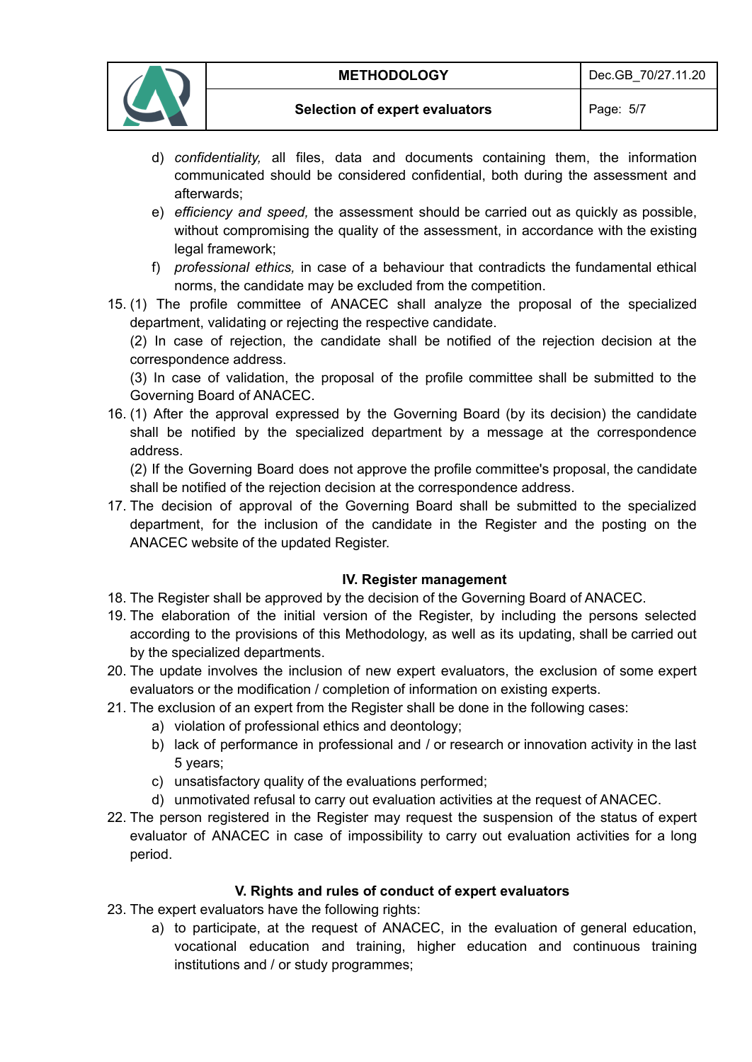d) *confidentiality,* all files, data and documents containing them, the information communicated should be considered confidential, both during the assessment and afterwards;
e) *efficiency and speed,* the assessment should be carried out as quickly as possible, without compromising the quality of the assessment, in accordance with the existing legal framework;
f) *professional ethics,* in case of a behaviour that contradicts the fundamental ethical norms, the candidate may be excluded from the competition.

15. (1) The profile committee of ANACEC shall analyze the proposal of the specialized department, validating or rejecting the respective candidate.
(2) In case of rejection, the candidate shall be notified of the rejection decision at the correspondence address.
(3) In case of validation, the proposal of the profile committee shall be submitted to the Governing Board of ANACEC.
16. (1) After the approval expressed by the Governing Board (by its decision) the candidate shall be notified by the specialized department by a message at the correspondence address.
(2) If the Governing Board does not approve the profile committee's proposal, the candidate shall be notified of the rejection decision at the correspondence address.
17. The decision of approval of the Governing Board shall be submitted to the specialized department, for the inclusion of the candidate in the Register and the posting on the ANACEC website of the updated Register.

## IV. Register management

18. The Register shall be approved by the decision of the Governing Board of ANACEC.
19. The elaboration of the initial version of the Register, by including the persons selected according to the provisions of this Methodology, as well as its updating, shall be carried out by the specialized departments.
20. The update involves the inclusion of new expert evaluators, the exclusion of some expert evaluators or the modification / completion of information on existing experts.
21. The exclusion of an expert from the Register shall be done in the following cases:
    a) violation of professional ethics and deontology;
    b) lack of performance in professional and / or research or innovation activity in the last 5 years;
    c) unsatisfactory quality of the evaluations performed;
    d) unmotivated refusal to carry out evaluation activities at the request of ANACEC.
22. The person registered in the Register may request the suspension of the status of expert evaluator of ANACEC in case of impossibility to carry out evaluation activities for a long period.

## V. Rights and rules of conduct of expert evaluators

23. The expert evaluators have the following rights:
    a) to participate, at the request of ANACEC, in the evaluation of general education, vocational education and training, higher education and continuous training institutions and / or study programmes;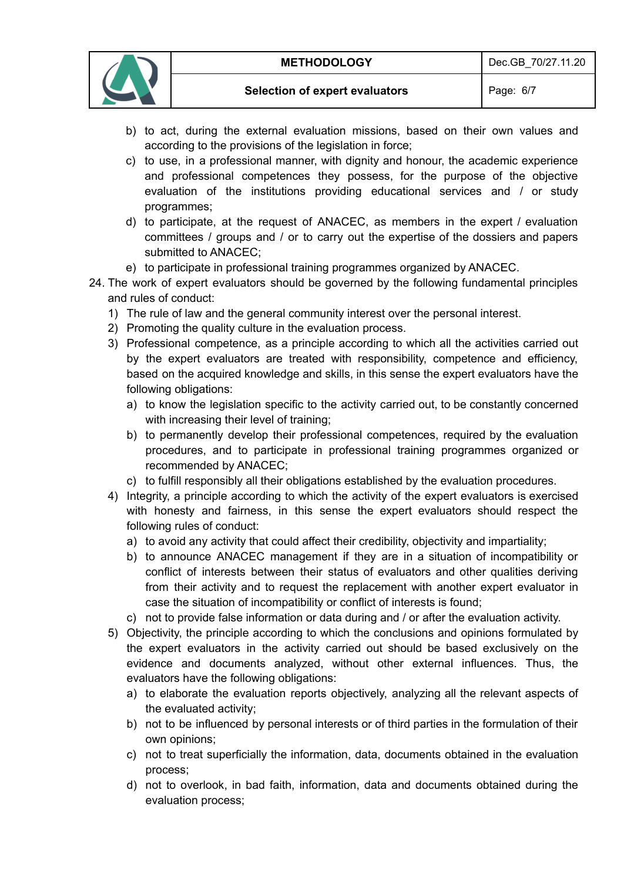b) to act, during the external evaluation missions, based on their own values and according to the provisions of the legislation in force;
c) to use, in a professional manner, with dignity and honour, the academic experience and professional competences they possess, for the purpose of the objective evaluation of the institutions providing educational services and / or study programmes;
d) to participate, at the request of ANACEC, as members in the expert / evaluation committees / groups and / or to carry out the expertise of the dossiers and papers submitted to ANACEC;
e) to participate in professional training programmes organized by ANACEC.

24. The work of expert evaluators should be governed by the following fundamental principles and rules of conduct:
   1) The rule of law and the general community interest over the personal interest.
   2) Promoting the quality culture in the evaluation process.
   3) Professional competence, as a principle according to which all the activities carried out by the expert evaluators are treated with responsibility, competence and efficiency, based on the acquired knowledge and skills, in this sense the expert evaluators have the following obligations:
      a) to know the legislation specific to the activity carried out, to be constantly concerned with increasing their level of training;
      b) to permanently develop their professional competences, required by the evaluation procedures, and to participate in professional training programmes organized or recommended by ANACEC;
      c) to fulfill responsibly all their obligations established by the evaluation procedures.
   4) Integrity, a principle according to which the activity of the expert evaluators is exercised with honesty and fairness, in this sense the expert evaluators should respect the following rules of conduct:
      a) to avoid any activity that could affect their credibility, objectivity and impartiality;
      b) to announce ANACEC management if they are in a situation of incompatibility or conflict of interests between their status of evaluators and other qualities deriving from their activity and to request the replacement with another expert evaluator in case the situation of incompatibility or conflict of interests is found;
      c) not to provide false information or data during and / or after the evaluation activity.
   5) Objectivity, the principle according to which the conclusions and opinions formulated by the expert evaluators in the activity carried out should be based exclusively on the evidence and documents analyzed, without other external influences. Thus, the evaluators have the following obligations:
      a) to elaborate the evaluation reports objectively, analyzing all the relevant aspects of the evaluated activity;
      b) not to be influenced by personal interests or of third parties in the formulation of their own opinions;
      c) not to treat superficially the information, data, documents obtained in the evaluation process;
      d) not to overlook, in bad faith, information, data and documents obtained during the evaluation process;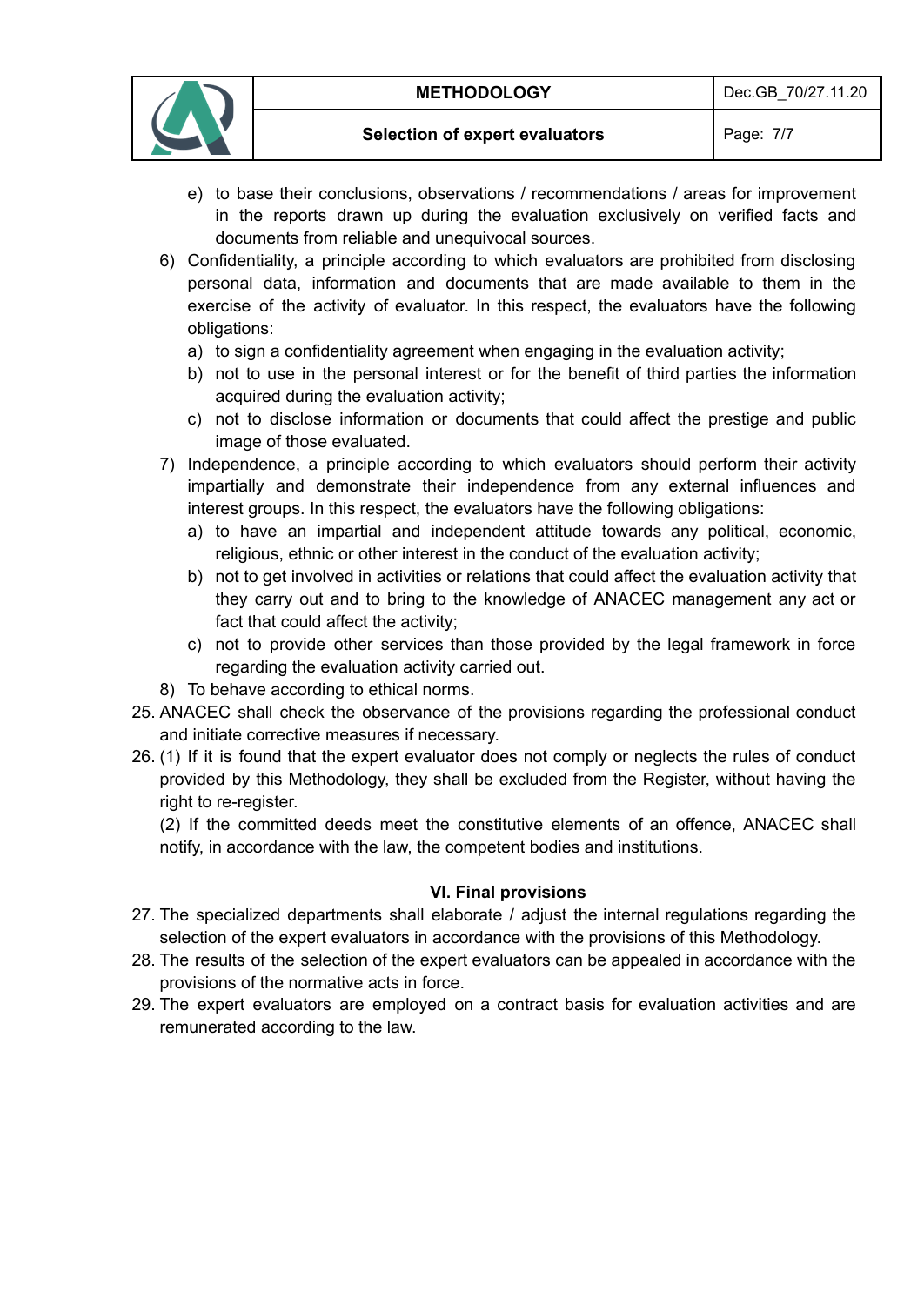e) to base their conclusions, observations / recommendations / areas for improvement in the reports drawn up during the evaluation exclusively on verified facts and documents from reliable and unequivocal sources.

6) Confidentiality, a principle according to which evaluators are prohibited from disclosing personal data, information and documents that are made available to them in the exercise of the activity of evaluator. In this respect, the evaluators have the following obligations:
   a) to sign a confidentiality agreement when engaging in the evaluation activity;
   b) not to use in the personal interest or for the benefit of third parties the information acquired during the evaluation activity;
   c) not to disclose information or documents that could affect the prestige and public image of those evaluated.
7) Independence, a principle according to which evaluators should perform their activity impartially and demonstrate their independence from any external influences and interest groups. In this respect, the evaluators have the following obligations:
   a) to have an impartial and independent attitude towards any political, economic, religious, ethnic or other interest in the conduct of the evaluation activity;
   b) not to get involved in activities or relations that could affect the evaluation activity that they carry out and to bring to the knowledge of ANACEC management any act or fact that could affect the activity;
   c) not to provide other services than those provided by the legal framework in force regarding the evaluation activity carried out.
8) To behave according to ethical norms.

25. ANACEC shall check the observance of the provisions regarding the professional conduct and initiate corrective measures if necessary.
26. (1) If it is found that the expert evaluator does not comply or neglects the rules of conduct provided by this Methodology, they shall be excluded from the Register, without having the right to re-register.
    (2) If the committed deeds meet the constitutive elements of an offence, ANACEC shall notify, in accordance with the law, the competent bodies and institutions.

## VI. Final provisions

27. The specialized departments shall elaborate / adjust the internal regulations regarding the selection of the expert evaluators in accordance with the provisions of this Methodology.
28. The results of the selection of the expert evaluators can be appealed in accordance with the provisions of the normative acts in force.
29. The expert evaluators are employed on a contract basis for evaluation activities and are remunerated according to the law.